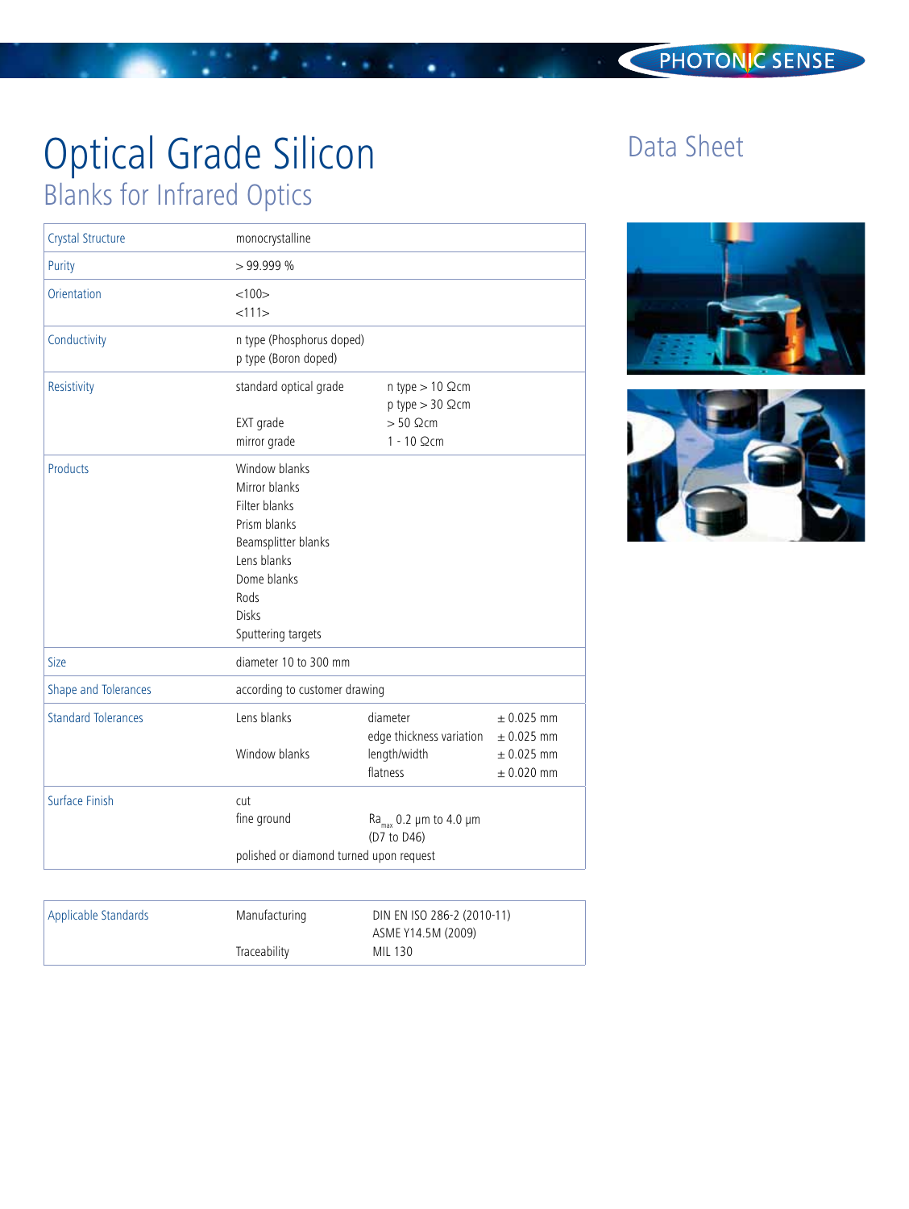# Optical Grade Silicon

## Blanks for Infrared Optics

Data Sheet

| | | | |
|---|---|---|---|
| Crystal Structure | monocrystalline | | |
| Purity | > 99.999 % | | |
| Orientation | <100><br><111> | | |
| Conductivity | n type (Phosphorus doped)<br>p type (Boron doped) | | |
| Resistivity | standard optical grade | n type > 10 Ωcm<br>p type > 30 Ωcm | |
| | EXT grade | > 50 Ωcm | |
| | mirror grade | 1 - 10 Ωcm | |
| Products | Window blanks<br>Mirror blanks<br>Filter blanks<br>Prism blanks<br>Beamsplitter blanks<br>Lens blanks<br>Dome blanks<br>Rods<br>Disks<br>Sputtering targets | | |
| Size | diameter 10 to 300 mm | | |
| Shape and Tolerances | according to customer drawing | | |
| Standard Tolerances | Lens blanks | diameter<br>edge thickness variation | ± 0.025 mm<br>± 0.025 mm |
| | Window blanks | length/width<br>flatness | ± 0.025 mm<br>± 0.020 mm |
| Surface Finish | cut | | |
| | fine ground | $Ra_{max}$ 0.2 µm to 4.0 µm<br>(D7 to D46) | |
| | polished or diamond turned upon request | | |

| | | |
|---|---|---|
| Applicable Standards | Manufacturing | DIN EN ISO 286-2 (2010-11)<br>ASME Y14.5M (2009) |
| | Traceability | MIL 130 |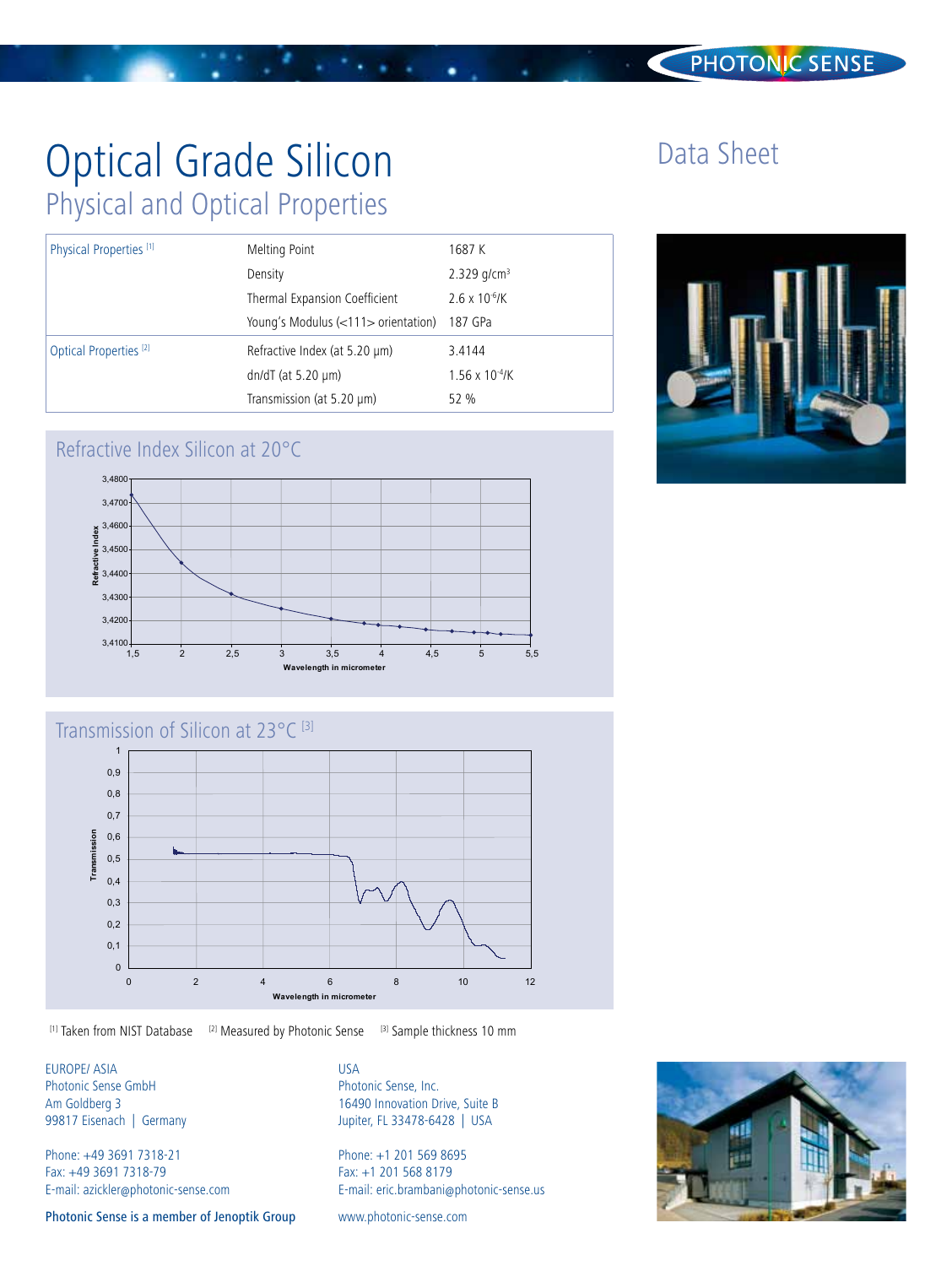# Optical Grade Silicon

## Physical and Optical Properties

Data Sheet

| | | |
|---|---|---|
| Physical Properties [1] | Melting Point | 1687 K |
| | Density | 2.329 g/cm³ |
| | Thermal Expansion Coefficient | $2.6 \times 10^{-6}$/K |
| | Young's Modulus (<111> orientation) | 187 GPa |
| Optical Properties [2] | Refractive Index (at 5.20 µm) | 3.4144 |
| | dn/dT (at 5.20 µm) | $1.56 \times 10^{-4}$/K |
| | Transmission (at 5.20 µm) | 52 % |

### Refractive Index Silicon at 20°C

Refractive Index

3,4800
3,4700
3,4600
3,4500
3,4400
3,4300
3,4200
3,4100

1,5 2 2,5 3 3,5 4 4,5 5 5,5

Wavelength in micrometer

### Transmission of Silicon at 23°C [3]

Transmission

1
0,9
0,8
0,7
0,6
0,5
0,4
0,3
0,2
0,1
0

0 2 4 6 8 10 12

Wavelength in micrometer

[1] Taken from NIST Database [2] Measured by Photonic Sense [3] Sample thickness 10 mm

EUROPE/ ASIA
Photonic Sense GmbH
Am Goldberg 3
99817 Eisenach | Germany

Phone: +49 3691 7318-21
Fax: +49 3691 7318-79
E-mail: azickler@photonic-sense.com

**Photonic Sense is a member of Jenoptik Group**

USA
Photonic Sense, Inc.
16490 Innovation Drive, Suite B
Jupiter, FL 33478-6428 | USA

Phone: +1 201 569 8695
Fax: +1 201 568 8179
E-mail: eric.brambani@photonic-sense.us

www.photonic-sense.com